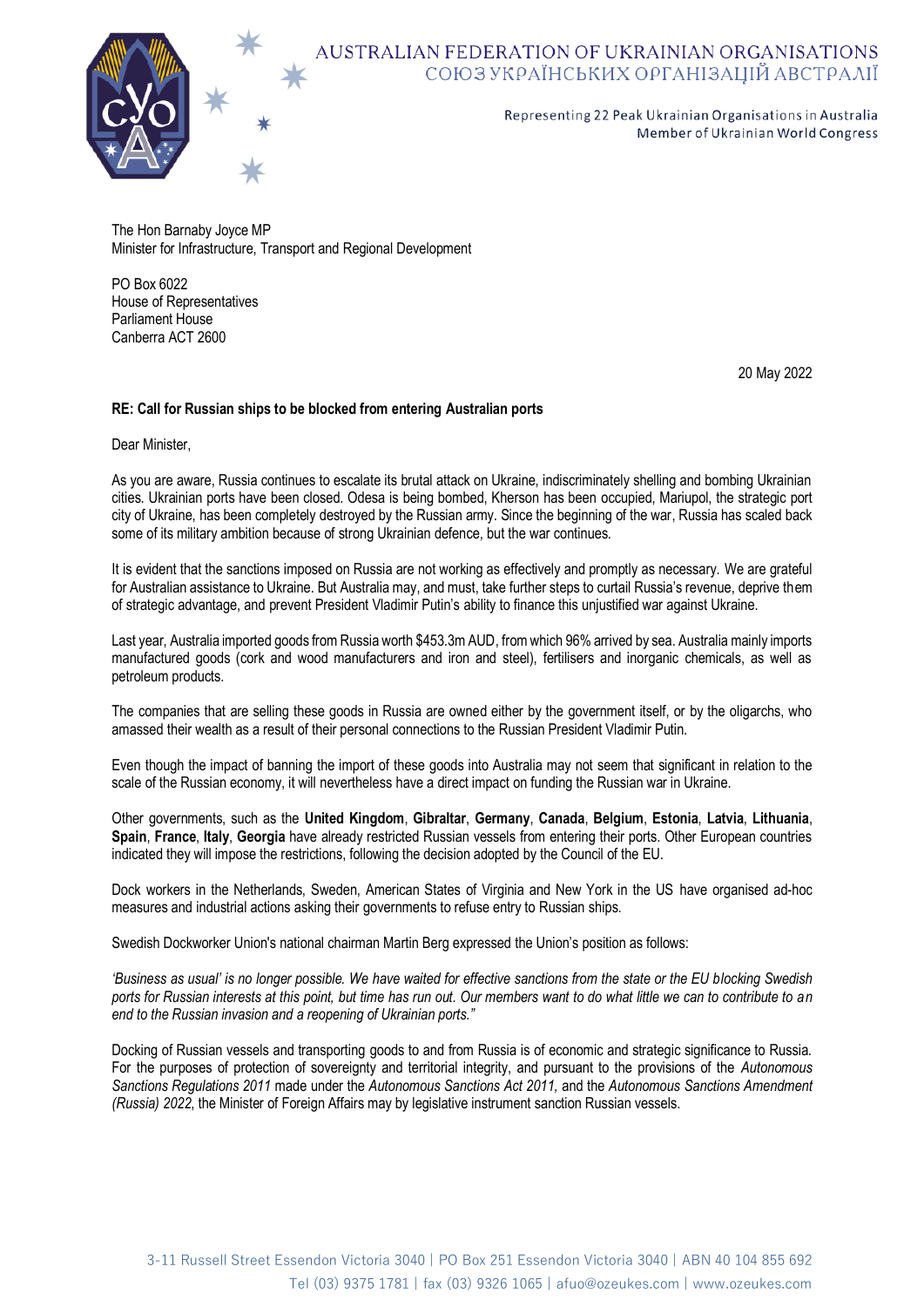AUSTRALIAN FEDERATION OF UKRAINIAN ORGANISATIONS
СОЮЗ УКРАЇНСЬКИХ ОРГАНІЗАЦІЙ АВСТРАЛІЇ

Representing 22 Peak Ukrainian Organisations in Australia
Member of Ukrainian World Congress

The Hon Barnaby Joyce MP
Minister for Infrastructure, Transport and Regional Development

PO Box 6022
House of Representatives
Parliament House
Canberra ACT 2600

20 May 2022

**RE: Call for Russian ships to be blocked from entering Australian ports**

Dear Minister,

As you are aware, Russia continues to escalate its brutal attack on Ukraine, indiscriminately shelling and bombing Ukrainian cities. Ukrainian ports have been closed. Odesa is being bombed, Kherson has been occupied, Mariupol, the strategic port city of Ukraine, has been completely destroyed by the Russian army. Since the beginning of the war, Russia has scaled back some of its military ambition because of strong Ukrainian defence, but the war continues.

It is evident that the sanctions imposed on Russia are not working as effectively and promptly as necessary. We are grateful for Australian assistance to Ukraine. But Australia may, and must, take further steps to curtail Russia's revenue, deprive them of strategic advantage, and prevent President Vladimir Putin's ability to finance this unjustified war against Ukraine.

Last year, Australia imported goods from Russia worth $453.3m AUD, from which 96% arrived by sea. Australia mainly imports manufactured goods (cork and wood manufacturers and iron and steel), fertilisers and inorganic chemicals, as well as petroleum products.

The companies that are selling these goods in Russia are owned either by the government itself, or by the oligarchs, who amassed their wealth as a result of their personal connections to the Russian President Vladimir Putin.

Even though the impact of banning the import of these goods into Australia may not seem that significant in relation to the scale of the Russian economy, it will nevertheless have a direct impact on funding the Russian war in Ukraine.

Other governments, such as the **United Kingdom**, **Gibraltar**, **Germany**, **Canada**, **Belgium**, **Estonia**, **Latvia**, **Lithuania**, **Spain**, **France**, **Italy**, **Georgia** have already restricted Russian vessels from entering their ports. Other European countries indicated they will impose the restrictions, following the decision adopted by the Council of the EU.

Dock workers in the Netherlands, Sweden, American States of Virginia and New York in the US have organised ad-hoc measures and industrial actions asking their governments to refuse entry to Russian ships.

Swedish Dockworker Union's national chairman Martin Berg expressed the Union's position as follows:

*'Business as usual' is no longer possible. We have waited for effective sanctions from the state or the EU blocking Swedish ports for Russian interests at this point, but time has run out. Our members want to do what little we can to contribute to an end to the Russian invasion and a reopening of Ukrainian ports."*

Docking of Russian vessels and transporting goods to and from Russia is of economic and strategic significance to Russia. For the purposes of protection of sovereignty and territorial integrity, and pursuant to the provisions of the *Autonomous Sanctions Regulations 2011* made under the *Autonomous Sanctions Act 2011,* and the *Autonomous Sanctions Amendment (Russia) 2022*, the Minister of Foreign Affairs may by legislative instrument sanction Russian vessels.

3-11 Russell Street Essendon Victoria 3040 | PO Box 251 Essendon Victoria 3040 | ABN 40 104 855 692
Tel (03) 9375 1781 | fax (03) 9326 1065 | afuo@ozeukes.com | www.ozeukes.com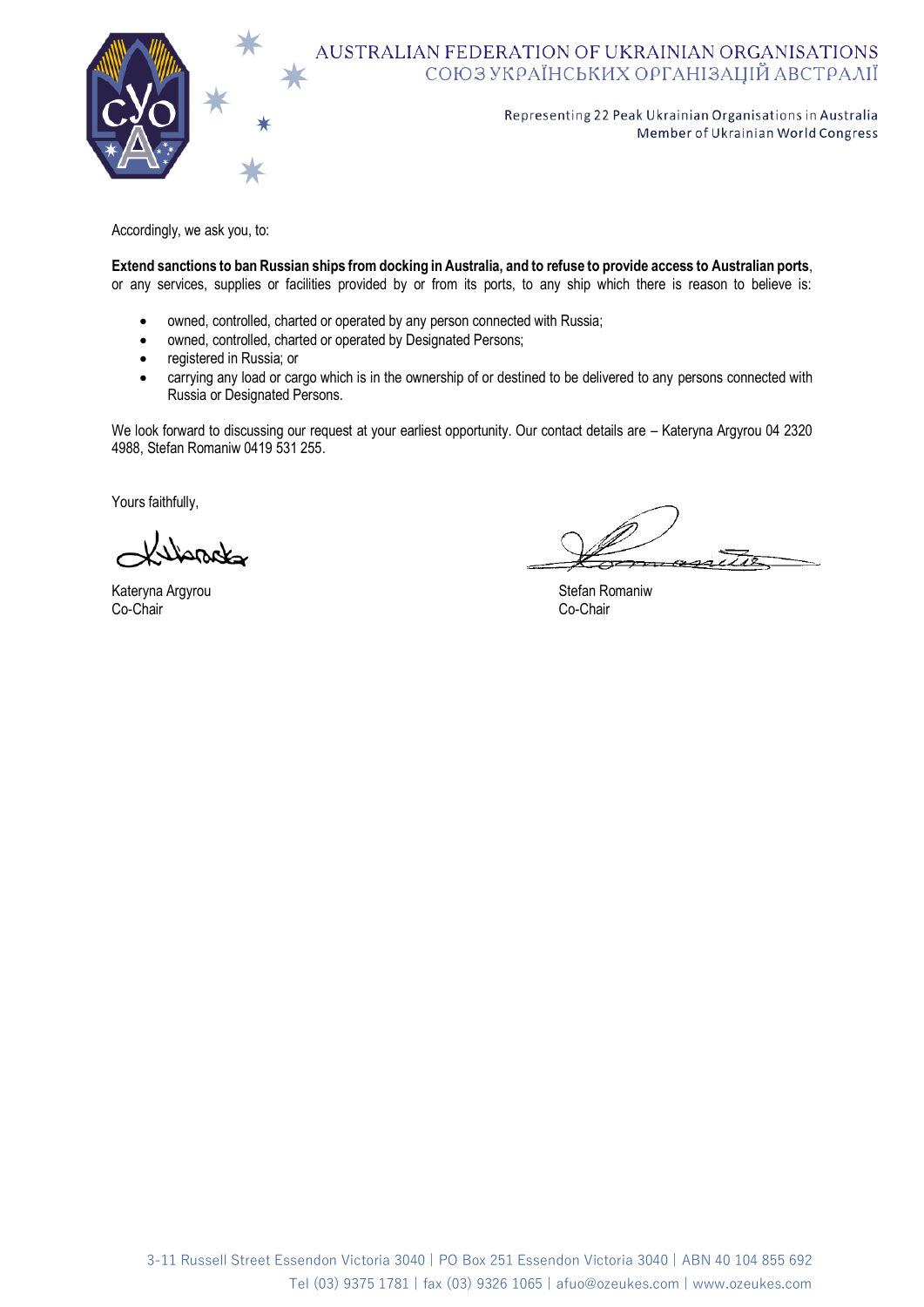Accordingly, we ask you, to:

**Extend sanctions to ban Russian ships from docking in Australia, and to refuse to provide access to Australian ports**, or any services, supplies or facilities provided by or from its ports, to any ship which there is reason to believe is:

- owned, controlled, charted or operated by any person connected with Russia;
- owned, controlled, charted or operated by Designated Persons;
- registered in Russia; or
- carrying any load or cargo which is in the ownership of or destined to be delivered to any persons connected with Russia or Designated Persons.

We look forward to discussing our request at your earliest opportunity. Our contact details are – Kateryna Argyrou 04 2320 4988, Stefan Romaniw 0419 531 255.

Yours faithfully,

Kateryna Argyrou
Co-Chair

Stefan Romaniw
Co-Chair